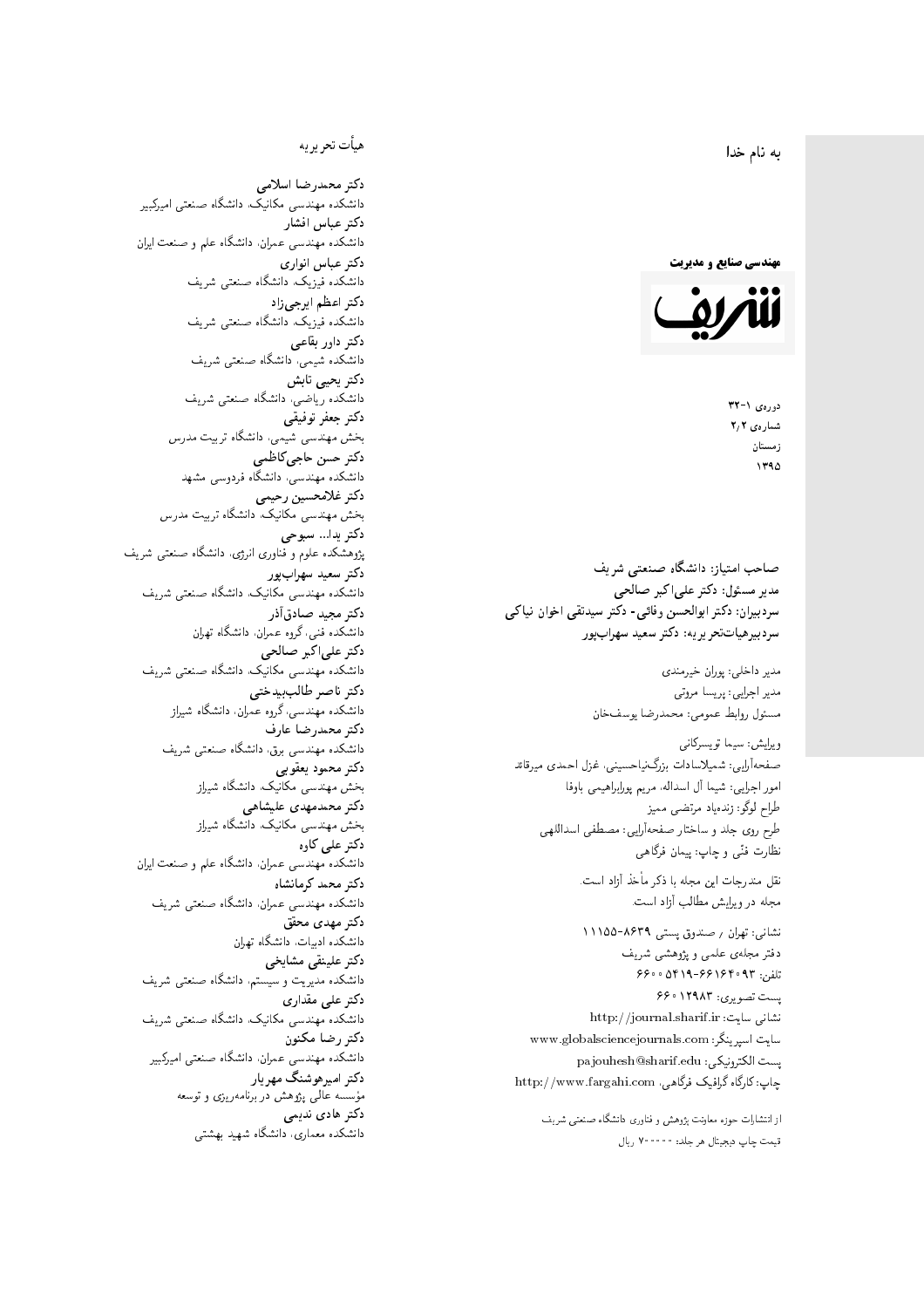به نام خدا

**مهندسی صنایع و مدیریت**

**شریف**

دورهی ۱-۳۲
شمارهی ۲٫۲
زمستان
۱۳۹۵

**صاحب امتیاز: دانشگاه صنعتی شریف**
**مدیر مسئول: دکتر علیاکبر صالحی**
**سردبیران: دکتر ابوالحسن وفائی- دکتر سیدتقی اخوان نیاکی**
**سردبیرهیأتتحریریه: دکتر سعید سهرابپور**

مدیر داخلی: پوران خیرمندی
مدیر اجرایی: پریسا مروتی
مسئول روابط عمومی: محمدرضا یوسفخان

ویرایش: سیما تویسرکانی
صفحهآرایی: شمیلاسادات بزرگنیاحسینی، غزل احمدی میرقائد
امور اجرایی: شیما آل اسداله، مریم پورابراهیمی باوفا
طراح لوگو: زندهیاد مرتضی ممیز
طرح روی جلد و ساختار صفحهآرایی: مصطفی اسداللهی
نظارت فنّی و چاپ: پیمان فرگاهی

نقل مندرجات این مجله با ذکر مأخذ آزاد است.
مجله در ویرایش مطالب آزاد است.

نشانی: تهران / صندوق پستی ۸۶۳۹-۱۱۱۵۵
دفتر مجلهی علمی و پژوهشی شریف
تلفن: ۶۶۱۶۴۰۹۳-۶۶۰۰۵۴۱۹
پست تصویری: ۶۶۰۱۲۹۸۳
نشانی سایت: http://journal.sharif.ir
سایت اسپرینگر: www.globalsciencejournals.com
پست الکترونیکی: pajouhesh@sharif.edu
چاپ: کارگاه گرافیک فرگاهی، http://www.fargahi.com

از انتشارات حوزه معاونت پژوهش و فناوری دانشگاه صنعتی شریف
قیمت چاپ دیجیتال هر جلد: ۷۰۰۰۰ ریال

## هیأت تحریریه

**دکتر محمدرضا اسلامی**
دانشکده مهندسی مکانیک، دانشگاه صنعتی امیرکبیر
**دکتر عباس افشار**
دانشکده مهندسی عمران، دانشگاه علم و صنعت ایران
**دکتر عباس انواری**
دانشکده فیزیک، دانشگاه صنعتی شریف
**دکتر اعظم ایرجیزاد**
دانشکده فیزیک، دانشگاه صنعتی شریف
**دکتر داور بقاعی**
دانشکده شیمی، دانشگاه صنعتی شریف
**دکتر یحیی تابش**
دانشکده ریاضی، دانشگاه صنعتی شریف
**دکتر جعفر توفیقی**
بخش مهندسی شیمی، دانشگاه تربیت مدرس
**دکتر حسن حاجیکاظمی**
دانشکده مهندسی، دانشگاه فردوسی مشهد
**دکتر غلامحسین رحیمی**
بخش مهندسی مکانیک، دانشگاه تربیت مدرس
**دکتر یدا... سبوحی**
پژوهشکده علوم و فناوری انرژی، دانشگاه صنعتی شریف
**دکتر سعید سهرابپور**
دانشکده مهندسی مکانیک، دانشگاه صنعتی شریف
**دکتر مجید صادقآذر**
دانشکده فنی، گروه عمران، دانشگاه تهران
**دکتر علیاکبر صالحی**
دانشکده مهندسی مکانیک، دانشگاه صنعتی شریف
**دکتر ناصر طالببیدختی**
دانشکده مهندسی، گروه عمران، دانشگاه شیراز
**دکتر محمدرضا عارف**
دانشکده مهندسی برق، دانشگاه صنعتی شریف
**دکتر محمود یعقوبی**
بخش مهندسی مکانیک، دانشگاه شیراز
**دکتر محمدمهدی علیشاهی**
بخش مهندسی مکانیک، دانشگاه شیراز
**دکتر علی کاوه**
دانشکده مهندسی عمران، دانشگاه علم و صنعت ایران
**دکتر محمد کرمانشاه**
دانشکده مهندسی عمران، دانشگاه صنعتی شریف
**دکتر مهدی محقق**
دانشکده ادبیات، دانشگاه تهران
**دکتر علینقی مشایخی**
دانشکده مدیریت و سیستم، دانشگاه صنعتی شریف
**دکتر علی مقداری**
دانشکده مهندسی مکانیک، دانشگاه صنعتی شریف
**دکتر رضا مکنون**
دانشکده مهندسی عمران، دانشگاه صنعتی امیرکبیر
**دکتر امیرهوشنگ مهریار**
مؤسسه عالی پژوهش در برنامهریزی و توسعه
**دکتر هادی ندیمی**
دانشکده معماری، دانشگاه شهید بهشتی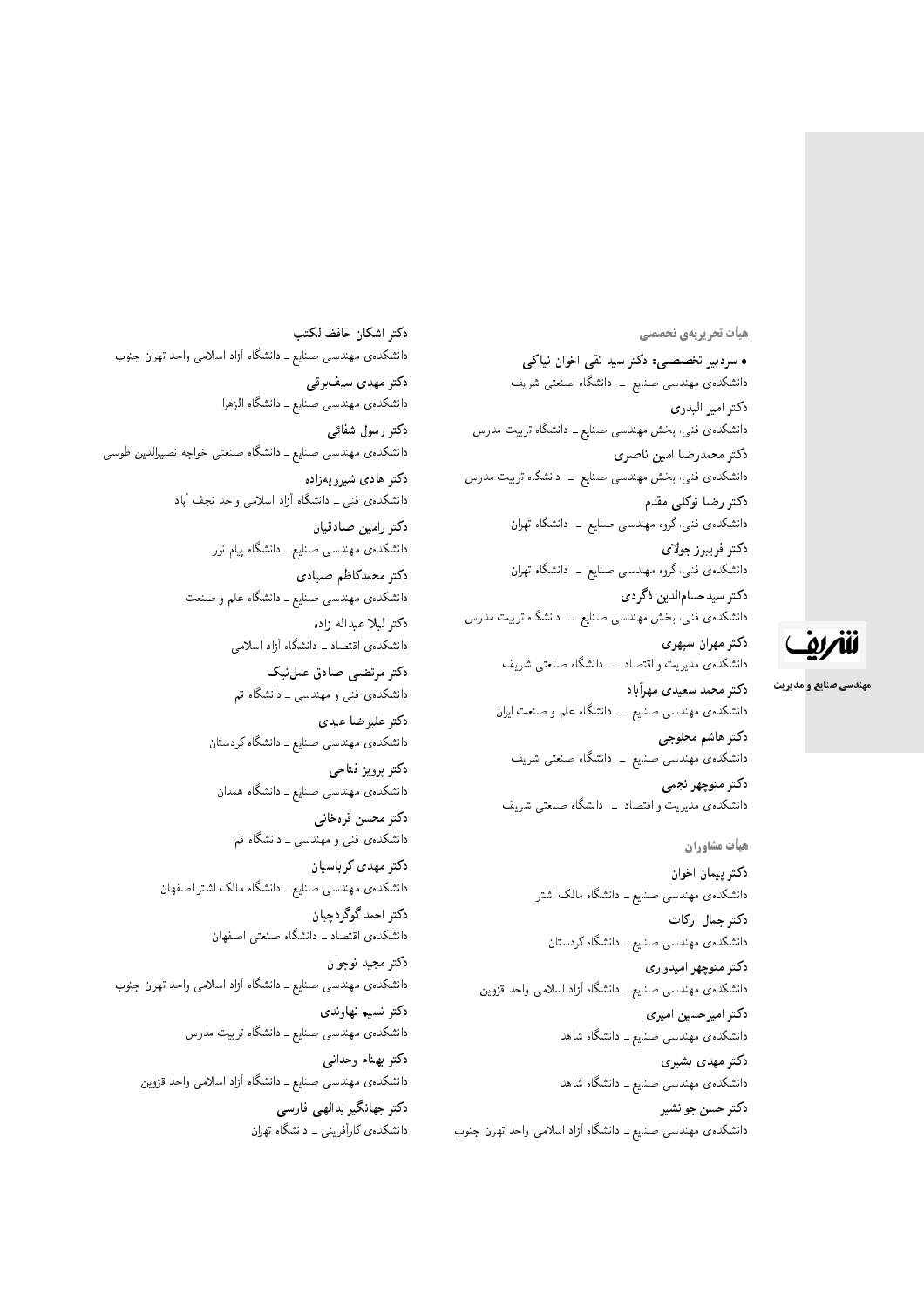## هیأت تحریریه‌ی تخصصی

• **سردبیر تخصصی: دکتر سید تقی اخوان نیاکی**
دانشکده‌ی مهندسی صنایع ـ دانشگاه صنعتی شریف

**دکتر امیر البدوی**
دانشکده‌ی فنی، بخش مهندسی صنایع ـ دانشگاه تربیت مدرس

**دکتر محمدرضا امین ناصری**
دانشکده‌ی فنی، بخش مهندسی صنایع ـ دانشگاه تربیت مدرس

**دکتر رضا توکلی مقدم**
دانشکده‌ی فنی، گروه مهندسی صنایع ـ دانشگاه تهران

**دکتر فریبرز جولای**
دانشکده‌ی فنی، گروه مهندسی صنایع ـ دانشگاه تهران

**دکتر سیدحسام‌الدین ذگردی**
دانشکده‌ی فنی، بخش مهندسی صنایع ـ دانشگاه تربیت مدرس

**دکتر مهران سپهری**
دانشکده‌ی مدیریت و اقتصاد ـ دانشگاه صنعتی شریف

**دکتر محمد سعیدی مهرآباد**
دانشکده‌ی مهندسی صنایع ـ دانشگاه علم و صنعت ایران

**دکتر هاشم محلوجی**
دانشکده‌ی مهندسی صنایع ـ دانشگاه صنعتی شریف

**دکتر منوچهر نجمی**
دانشکده‌ی مدیریت و اقتصاد ـ دانشگاه صنعتی شریف

## هیأت مشاوران

**دکتر پیمان اخوان**
دانشکده‌ی مهندسی صنایع ـ دانشگاه مالک اشتر

**دکتر جمال ارکات**
دانشکده‌ی مهندسی صنایع ـ دانشگاه کردستان

**دکتر منوچهر امیدواری**
دانشکده‌ی مهندسی صنایع ـ دانشگاه آزاد اسلامی واحد قزوین

**دکتر امیرحسین امیری**
دانشکده‌ی مهندسی صنایع ـ دانشگاه شاهد

**دکتر مهدی بشیری**
دانشکده‌ی مهندسی صنایع ـ دانشگاه شاهد

**دکتر حسن جوانشیر**
دانشکده‌ی مهندسی صنایع ـ دانشگاه آزاد اسلامی واحد تهران جنوب

**دکتر اشکان حافظ‌الکتب**
دانشکده‌ی مهندسی صنایع ـ دانشگاه آزاد اسلامی واحد تهران جنوب

**دکتر مهدی سیف‌برقی**
دانشکده‌ی مهندسی صنایع ـ دانشگاه الزهرا

**دکتر رسول شفائی**
دانشکده‌ی مهندسی صنایع ـ دانشگاه صنعتی خواجه نصیرالدین طوسی

**دکتر هادی شیرویه‌زاده**
دانشکده‌ی فنی ـ دانشگاه آزاد اسلامی واحد نجف آباد

**دکتر رامین صادقیان**
دانشکده‌ی مهندسی صنایع ـ دانشگاه پیام نور

**دکتر محمدکاظم صیادی**
دانشکده‌ی مهندسی صنایع ـ دانشگاه علم و صنعت

**دکتر لیلا عبداله زاده**
دانشکده‌ی اقتصاد ـ دانشگاه آزاد اسلامی

**دکتر مرتضی صادق عمل‌نیک**
دانشکده‌ی فنی و مهندسی ـ دانشگاه قم

**دکتر علیرضا عیدی**
دانشکده‌ی مهندسی صنایع ـ دانشگاه کردستان

**دکتر پرویز فتاحی**
دانشکده‌ی مهندسی صنایع ـ دانشگاه همدان

**دکتر محسن قره‌خانی**
دانشکده‌ی فنی و مهندسی ـ دانشگاه قم

**دکتر مهدی کرباسیان**
دانشکده‌ی مهندسی صنایع ـ دانشگاه مالک اشتر اصفهان

**دکتر احمد گوگردچیان**
دانشکده‌ی اقتصاد ـ دانشگاه صنعتی اصفهان

**دکتر مجید نوجوان**
دانشکده‌ی مهندسی صنایع ـ دانشگاه آزاد اسلامی واحد تهران جنوب

**دکتر نسیم نهاوندی**
دانشکده‌ی مهندسی صنایع ـ دانشگاه تربیت مدرس

**دکتر بهنام وحدانی**
دانشکده‌ی مهندسی صنایع ـ دانشگاه آزاد اسلامی واحد قزوین

**دکتر جهانگیر یدالهی فارسی**
دانشکده‌ی کارآفرینی ـ دانشگاه تهران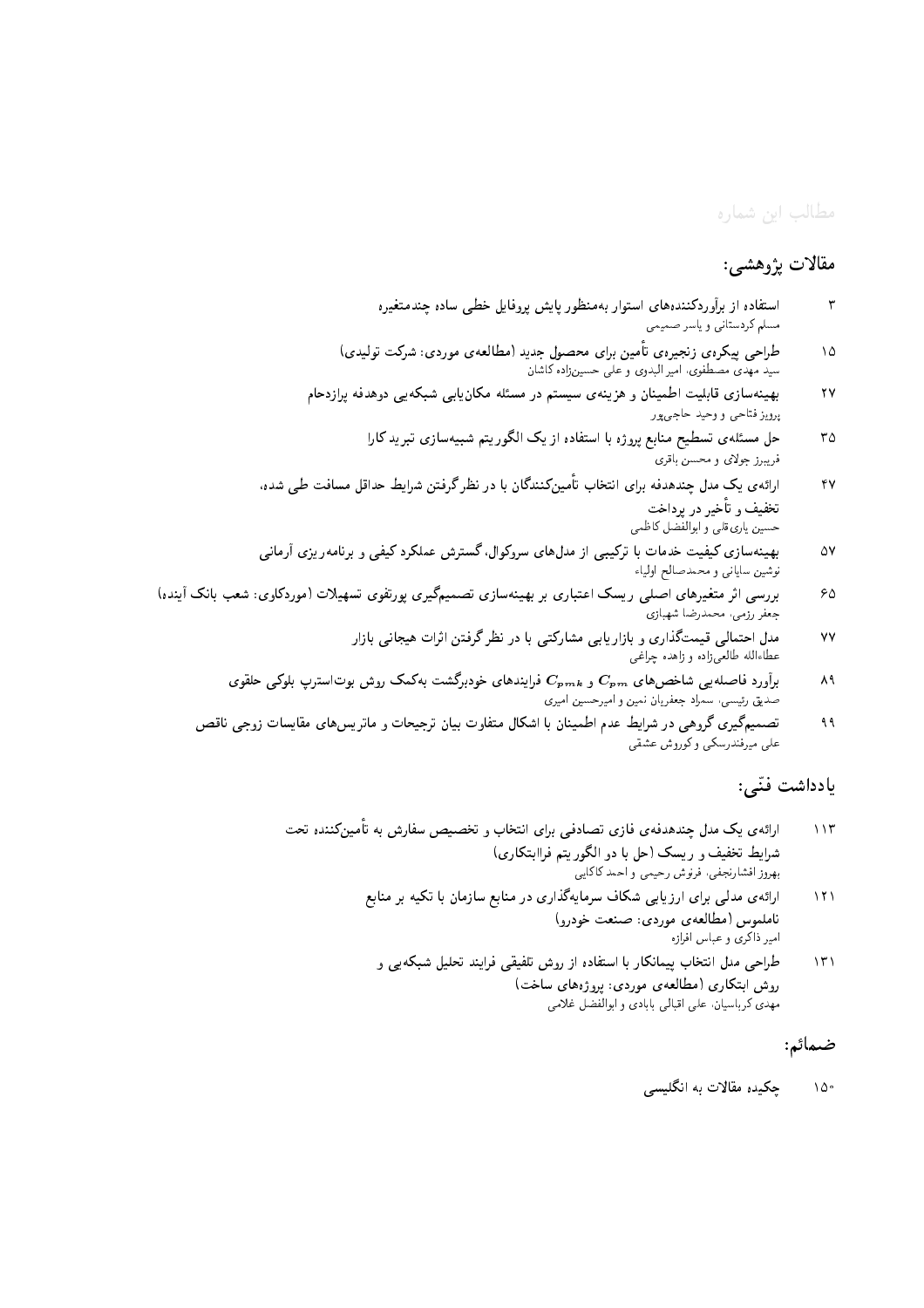مطالب این شماره

## مقالات پژوهشی:

۳ استفاده از برآوردکننده‌های استوار به‌منظور پایش پروفایل خطی ساده چندمتغیره
مسلم کردستانی و یاسر صمیمی

۱۵ طراحی پیکره‌ی زنجیره‌ی تأمین برای محصول جدید (مطالعه‌ی موردی: شرکت تولیدی)
سید مهدی مصطفوی، امیر البدوی و علی حسین‌زاده کاشان

۲۷ بهینه‌سازی قابلیت اطمینان و هزینه‌ی سیستم در مسئله مکان‌یابی شبکه‌یی دوهدفه پرازدحام
پرویز فتاحی و وحید حاجی‌پور

۳۵ حل مسئله‌ی تسطیح منابع پروژه با استفاده از یک الگوریتم شبیه‌سازی تبرید کارا
فریبرز جولای و محسن باقری

۴۷ ارائه‌ی یک مدل چندهدفه برای انتخاب تأمین‌کنندگان با در نظرگرفتن شرایط حداقل مسافت طی شده، تخفیف و تأخیر در پرداخت
حسین یاری‌قلی و ابوالفضل کاظمی

۵۷ بهینه‌سازی کیفیت خدمات با ترکیبی از مدل‌های سروکوال، گسترش عملکرد کیفی و برنامه‌ریزی آرمانی
نوشین سایانی و محمدصالح اولیاء

۶۵ بررسی اثر متغیرهای اصلی ریسک اعتباری بر بهینه‌سازی تصمیم‌گیری پورتفوی تسهیلات (موردکاوی: شعب بانک آینده)
جعفر رزمی، محمدرضا شهبازی

۷۷ مدل احتمالی قیمت‌گذاری و بازاریابی مشارکتی با در نظر گرفتن اثرات هیجانی بازار
عطاءالله طالعی‌زاده و زاهده چراغی

۸۹ برآورد فاصله‌یی شاخص‌های $C_{pm}$ و $C_{pmk}$ فرایندهای خودبرگشت به‌کمک روش بوت‌استرپ بلوکی حلقوی
صدیق رئیسی، سمراد جعفریان نمین و امیرحسین امیری

۹۹ تصمیم‌گیری گروهی در شرایط عدم اطمینان با اشکال متفاوت بیان ترجیحات و ماتریس‌های مقایسات زوجی ناقص
علی میرفندرسکی و کوروش عشقی

## یادداشت فنّی:

۱۱۳ ارائه‌ی یک مدل چندهدفه‌ی فازی تصادفی برای انتخاب و تخصیص سفارش به تأمین‌کننده تحت شرایط تخفیف و ریسک (حل با دو الگوریتم فراابتکاری)
بهروز افشارنجفی، فرنوش رحیمی و احمد کاکایی

۱۲۱ ارائه‌ی مدلی برای ارزیابی شکاف سرمایه‌گذاری در منابع سازمان با تکیه بر منابع ناملموس (مطالعه‌ی موردی: صنعت خودرو)
امیر ذاکری و عباس افرازه

۱۳۱ طراحی مدل انتخاب پیمانکار با استفاده از روش تلفیقی فرایند تحلیل شبکه‌یی و روش ابتکاری (مطالعه‌ی موردی: پروژه‌های ساخت)
مهدی کرباسیان، علی اقبالی بابادی و ابوالفضل غلامی

## ضمائم:

۱۵۰ چکیده مقالات به انگلیسی